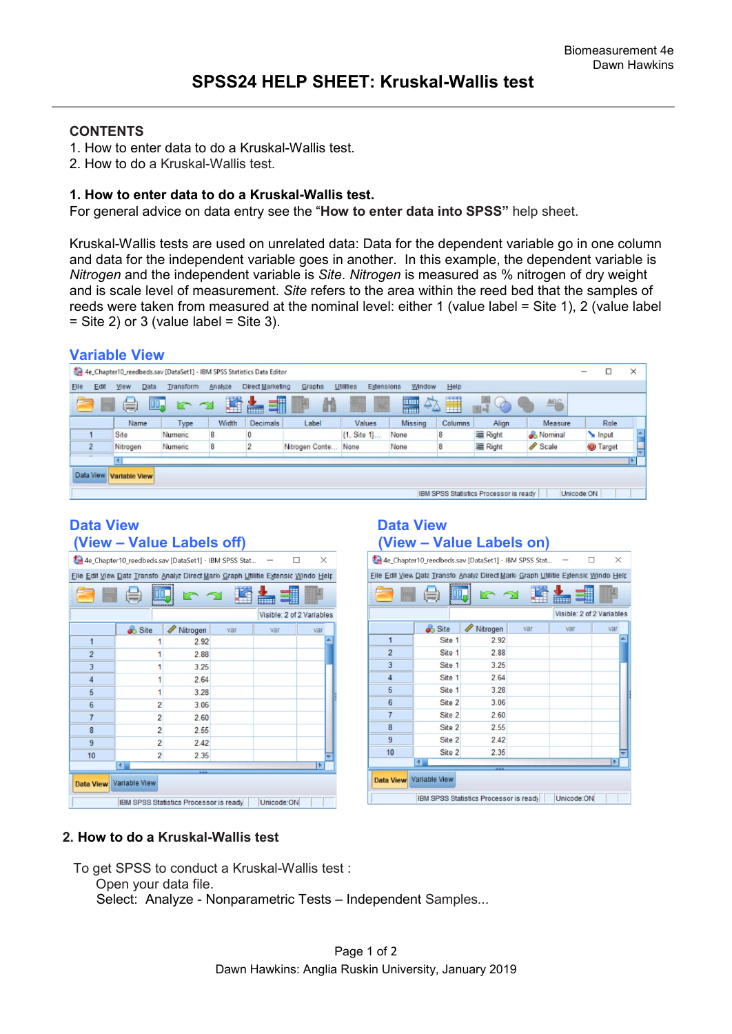Biomeasurement 4e
Dawn Hawkins

# SPSS24 HELP SHEET: Kruskal-Wallis test

**CONTENTS**

1. How to enter data to do a Kruskal-Wallis test.
2. How to do a Kruskal-Wallis test.

## 1. How to enter data to do a Kruskal-Wallis test.

For general advice on data entry see the "**How to enter data into SPSS"** help sheet.

Kruskal-Wallis tests are used on unrelated data: Data for the dependent variable go in one column and data for the independent variable goes in another. In this example, the dependent variable is *Nitrogen* and the independent variable is *Site*. *Nitrogen* is measured as % nitrogen of dry weight and is scale level of measurement. *Site* refers to the area within the reed bed that the samples of reeds were taken from measured at the nominal level: either 1 (value label = Site 1), 2 (value label = Site 2) or 3 (value label = Site 3).

### Variable View

| | Name | Type | Width | Decimals | Label | Values | Missing | Columns | Align | Measure | Role |
|---|---|---|---|---|---|---|---|---|---|---|---|
| 1 | Site | Numeric | 8 | 0 | | {1, Site 1}... | None | 8 | Right | Nominal | Input |
| 2 | Nitrogen | Numeric | 8 | 2 | Nitrogen Conte... | None | None | 8 | Right | Scale | Target |

### Data View (View – Value Labels off)

| | Site | Nitrogen |
|---|---|---|
| 1 | 1 | 2.92 |
| 2 | 1 | 2.88 |
| 3 | 1 | 3.25 |
| 4 | 1 | 2.64 |
| 5 | 1 | 3.28 |
| 6 | 2 | 3.06 |
| 7 | 2 | 2.60 |
| 8 | 2 | 2.55 |
| 9 | 2 | 2.42 |
| 10 | 2 | 2.35 |

### Data View (View – Value Labels on)

| | Site | Nitrogen |
|---|---|---|
| 1 | Site 1 | 2.92 |
| 2 | Site 1 | 2.88 |
| 3 | Site 1 | 3.25 |
| 4 | Site 1 | 2.64 |
| 5 | Site 1 | 3.28 |
| 6 | Site 2 | 3.06 |
| 7 | Site 2 | 2.60 |
| 8 | Site 2 | 2.55 |
| 9 | Site 2 | 2.42 |
| 10 | Site 2 | 2.35 |

## 2. How to do a Kruskal-Wallis test

To get SPSS to conduct a Kruskal-Wallis test :
Open your data file.
Select: Analyze - Nonparametric Tests – Independent Samples...

Dawn Hawkins: Anglia Ruskin University, January 2019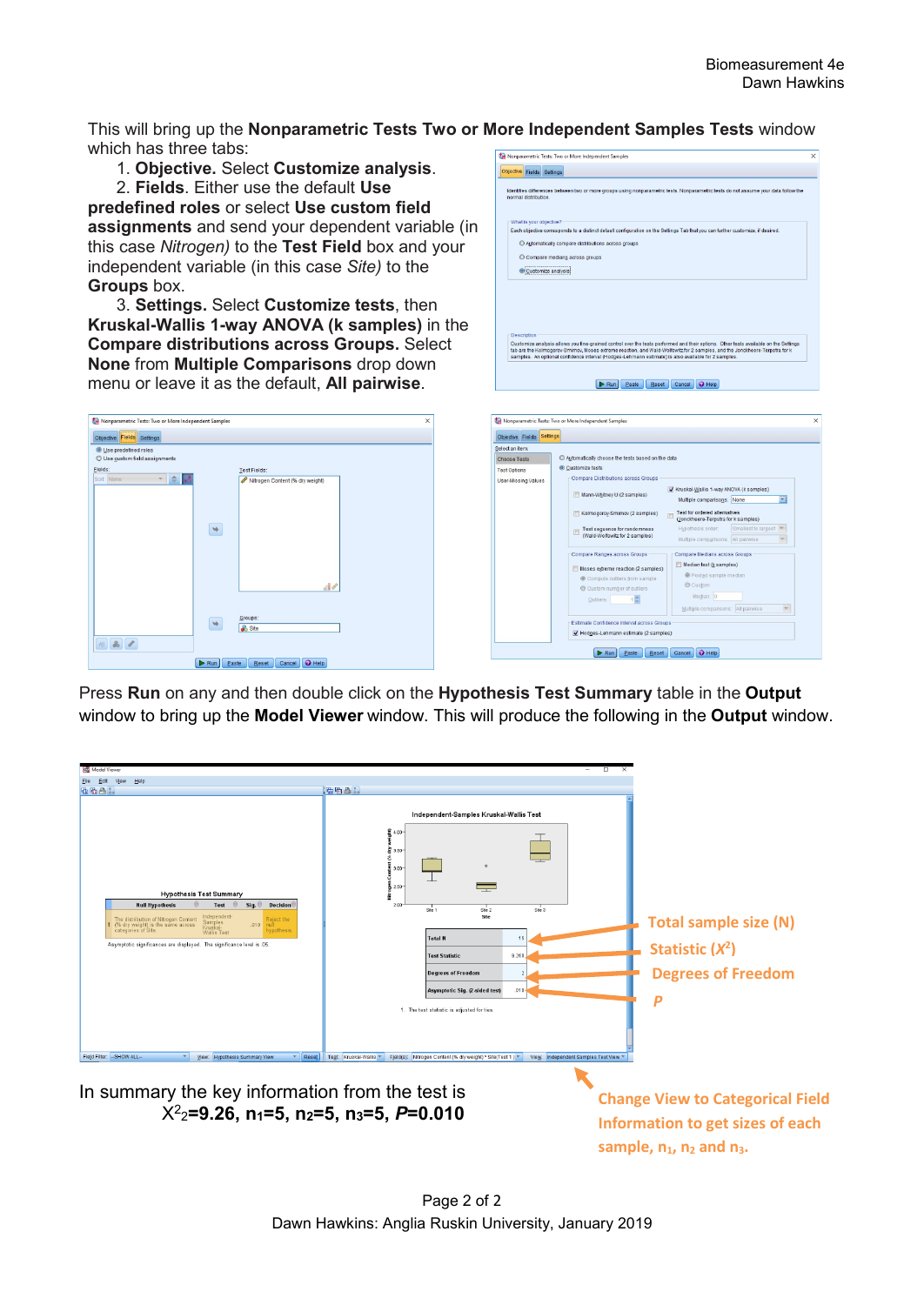This will bring up the **Nonparametric Tests Two or More Independent Samples Tests** window which has three tabs:

1. **Objective.** Select **Customize analysis**.
2. **Fields**. Either use the default **Use predefined roles** or select **Use custom field assignments** and send your dependent variable (in this case *Nitrogen)* to the **Test Field** box and your independent variable (in this case *Site)* to the **Groups** box.
3. **Settings.** Select **Customize tests**, then **Kruskal-Wallis 1-way ANOVA (k samples)** in the **Compare distributions across Groups.** Select **None** from **Multiple Comparisons** drop down menu or leave it as the default, **All pairwise**.

Press **Run** on any and then double click on the **Hypothesis Test Summary** table in the **Output** window to bring up the **Model Viewer** window. This will produce the following in the **Output** window.

Total sample size (N)

Statistic ($X^2$)

Degrees of Freedom

*P*

Change View to Categorical Field Information to get sizes of each sample, $n_1$, $n_2$ and $n_3$.

In summary the key information from the test is $X^2_2$**=9.26**, $n_1$**=5**, $n_2$**=5**, $n_3$**=5**, ***P*****=0.010**